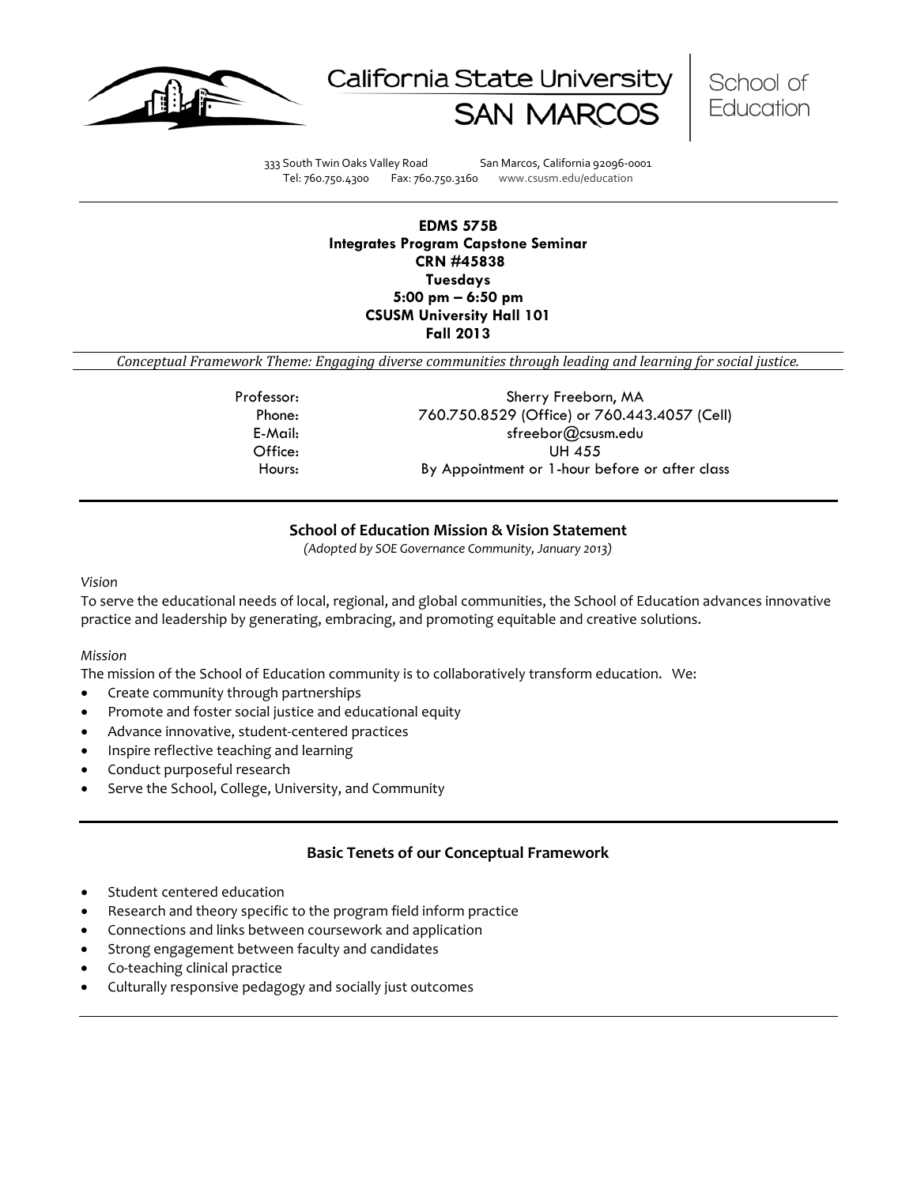California State University SAN MARCOS | School of Education

333 South Twin Oaks Valley Road San Marcos, California 92096-0001
Tel: 760.750.4300 Fax: 760.750.3160 www.csusm.edu/education

**EDMS 575B**
**Integrates Program Capstone Seminar**
**CRN #45838**
**Tuesdays**
**5:00 pm – 6:50 pm**
**CSUSM University Hall 101**
**Fall 2013**

*Conceptual Framework Theme: Engaging diverse communities through leading and learning for social justice.*

| | |
|---|---|
| Professor: | Sherry Freeborn, MA |
| Phone: | 760.750.8529 (Office) or 760.443.4057 (Cell) |
| E-Mail: | sfreebor@csusm.edu |
| Office: | UH 455 |
| Hours: | By Appointment or 1-hour before or after class |

## School of Education Mission & Vision Statement

*(Adopted by SOE Governance Community, January 2013)*

*Vision*

To serve the educational needs of local, regional, and global communities, the School of Education advances innovative practice and leadership by generating, embracing, and promoting equitable and creative solutions.

*Mission*

The mission of the School of Education community is to collaboratively transform education. We:

- Create community through partnerships
- Promote and foster social justice and educational equity
- Advance innovative, student-centered practices
- Inspire reflective teaching and learning
- Conduct purposeful research
- Serve the School, College, University, and Community

## Basic Tenets of our Conceptual Framework

- Student centered education
- Research and theory specific to the program field inform practice
- Connections and links between coursework and application
- Strong engagement between faculty and candidates
- Co-teaching clinical practice
- Culturally responsive pedagogy and socially just outcomes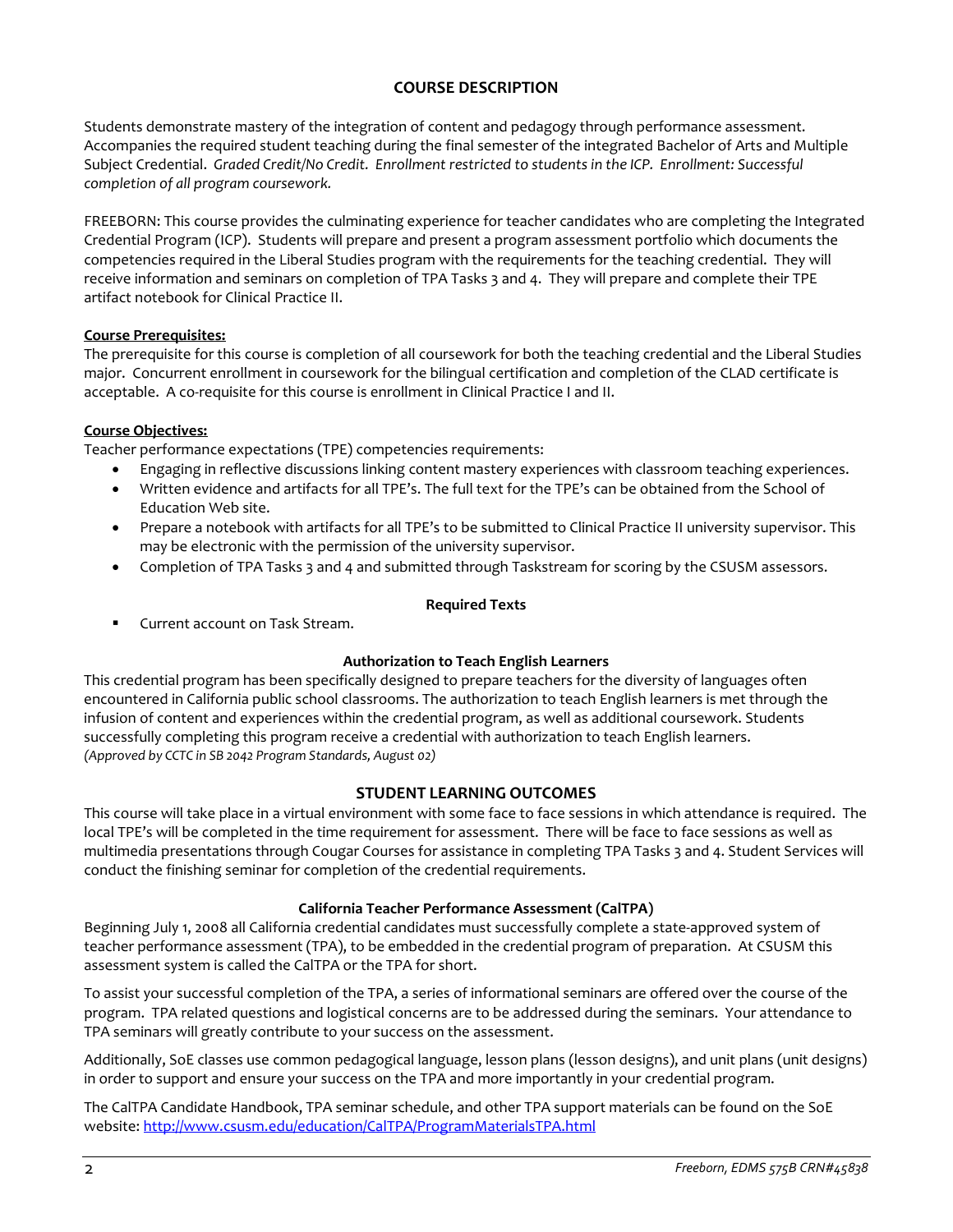## COURSE DESCRIPTION

Students demonstrate mastery of the integration of content and pedagogy through performance assessment. Accompanies the required student teaching during the final semester of the integrated Bachelor of Arts and Multiple Subject Credential. *Graded Credit/No Credit. Enrollment restricted to students in the ICP. Enrollment: Successful completion of all program coursework.*

FREEBORN: This course provides the culminating experience for teacher candidates who are completing the Integrated Credential Program (ICP). Students will prepare and present a program assessment portfolio which documents the competencies required in the Liberal Studies program with the requirements for the teaching credential. They will receive information and seminars on completion of TPA Tasks 3 and 4. They will prepare and complete their TPE artifact notebook for Clinical Practice II.

**Course Prerequisites:**

The prerequisite for this course is completion of all coursework for both the teaching credential and the Liberal Studies major. Concurrent enrollment in coursework for the bilingual certification and completion of the CLAD certificate is acceptable. A co-requisite for this course is enrollment in Clinical Practice I and II.

**Course Objectives:**

Teacher performance expectations (TPE) competencies requirements:

- Engaging in reflective discussions linking content mastery experiences with classroom teaching experiences.
- Written evidence and artifacts for all TPE's. The full text for the TPE's can be obtained from the School of Education Web site.
- Prepare a notebook with artifacts for all TPE's to be submitted to Clinical Practice II university supervisor. This may be electronic with the permission of the university supervisor.
- Completion of TPA Tasks 3 and 4 and submitted through Taskstream for scoring by the CSUSM assessors.

### Required Texts

- Current account on Task Stream.

### Authorization to Teach English Learners

This credential program has been specifically designed to prepare teachers for the diversity of languages often encountered in California public school classrooms. The authorization to teach English learners is met through the infusion of content and experiences within the credential program, as well as additional coursework. Students successfully completing this program receive a credential with authorization to teach English learners.
*(Approved by CCTC in SB 2042 Program Standards, August 02)*

## STUDENT LEARNING OUTCOMES

This course will take place in a virtual environment with some face to face sessions in which attendance is required. The local TPE's will be completed in the time requirement for assessment. There will be face to face sessions as well as multimedia presentations through Cougar Courses for assistance in completing TPA Tasks 3 and 4. Student Services will conduct the finishing seminar for completion of the credential requirements.

### California Teacher Performance Assessment (CalTPA)

Beginning July 1, 2008 all California credential candidates must successfully complete a state-approved system of teacher performance assessment (TPA), to be embedded in the credential program of preparation. At CSUSM this assessment system is called the CalTPA or the TPA for short.

To assist your successful completion of the TPA, a series of informational seminars are offered over the course of the program. TPA related questions and logistical concerns are to be addressed during the seminars. Your attendance to TPA seminars will greatly contribute to your success on the assessment.

Additionally, SoE classes use common pedagogical language, lesson plans (lesson designs), and unit plans (unit designs) in order to support and ensure your success on the TPA and more importantly in your credential program.

The CalTPA Candidate Handbook, TPA seminar schedule, and other TPA support materials can be found on the SoE website: http://www.csusm.edu/education/CalTPA/ProgramMaterialsTPA.html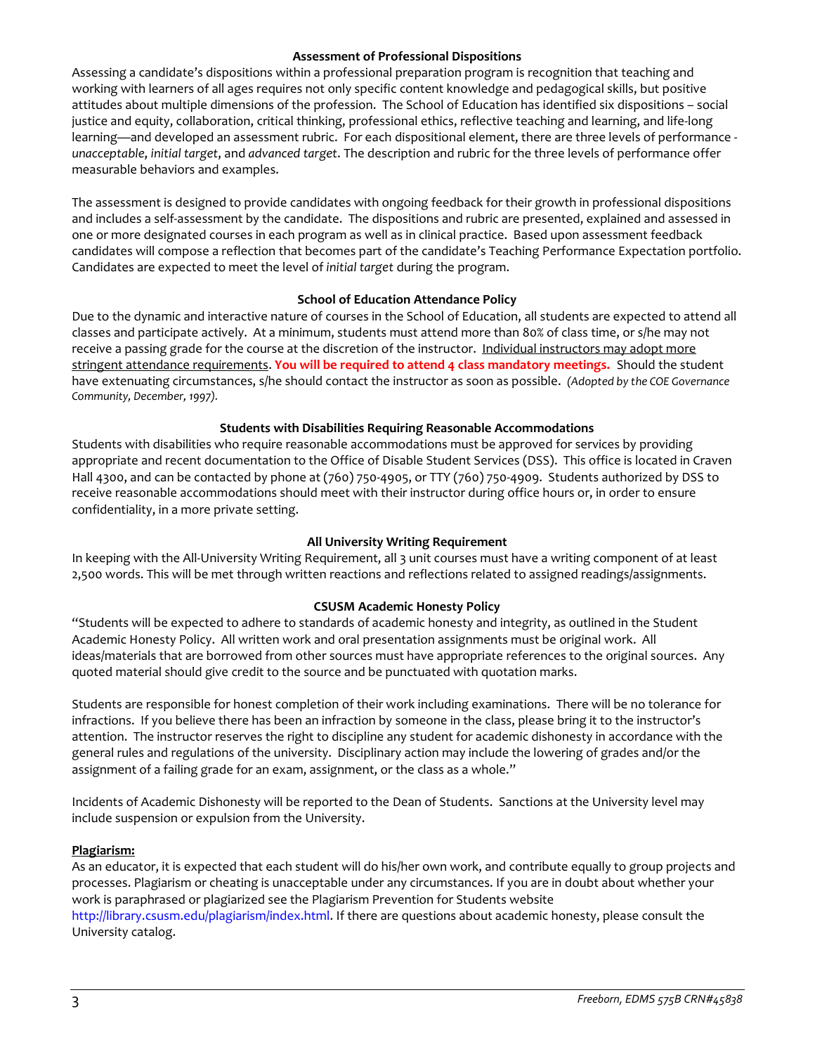### Assessment of Professional Dispositions

Assessing a candidate's dispositions within a professional preparation program is recognition that teaching and working with learners of all ages requires not only specific content knowledge and pedagogical skills, but positive attitudes about multiple dimensions of the profession. The School of Education has identified six dispositions – social justice and equity, collaboration, critical thinking, professional ethics, reflective teaching and learning, and life-long learning—and developed an assessment rubric. For each dispositional element, there are three levels of performance - *unacceptable*, *initial target*, and *advanced target*. The description and rubric for the three levels of performance offer measurable behaviors and examples.

The assessment is designed to provide candidates with ongoing feedback for their growth in professional dispositions and includes a self-assessment by the candidate. The dispositions and rubric are presented, explained and assessed in one or more designated courses in each program as well as in clinical practice. Based upon assessment feedback candidates will compose a reflection that becomes part of the candidate's Teaching Performance Expectation portfolio. Candidates are expected to meet the level of *initial target* during the program.

### School of Education Attendance Policy

Due to the dynamic and interactive nature of courses in the School of Education, all students are expected to attend all classes and participate actively. At a minimum, students must attend more than 80% of class time, or s/he may not receive a passing grade for the course at the discretion of the instructor. <u>Individual instructors may adopt more stringent attendance requirements</u>. **You will be required to attend 4 class mandatory meetings.** Should the student have extenuating circumstances, s/he should contact the instructor as soon as possible. *(Adopted by the COE Governance Community, December, 1997).*

### Students with Disabilities Requiring Reasonable Accommodations

Students with disabilities who require reasonable accommodations must be approved for services by providing appropriate and recent documentation to the Office of Disable Student Services (DSS). This office is located in Craven Hall 4300, and can be contacted by phone at (760) 750-4905, or TTY (760) 750-4909. Students authorized by DSS to receive reasonable accommodations should meet with their instructor during office hours or, in order to ensure confidentiality, in a more private setting.

### All University Writing Requirement

In keeping with the All-University Writing Requirement, all 3 unit courses must have a writing component of at least 2,500 words. This will be met through written reactions and reflections related to assigned readings/assignments.

### CSUSM Academic Honesty Policy

"Students will be expected to adhere to standards of academic honesty and integrity, as outlined in the Student Academic Honesty Policy. All written work and oral presentation assignments must be original work. All ideas/materials that are borrowed from other sources must have appropriate references to the original sources. Any quoted material should give credit to the source and be punctuated with quotation marks.

Students are responsible for honest completion of their work including examinations. There will be no tolerance for infractions. If you believe there has been an infraction by someone in the class, please bring it to the instructor's attention. The instructor reserves the right to discipline any student for academic dishonesty in accordance with the general rules and regulations of the university. Disciplinary action may include the lowering of grades and/or the assignment of a failing grade for an exam, assignment, or the class as a whole."

Incidents of Academic Dishonesty will be reported to the Dean of Students. Sanctions at the University level may include suspension or expulsion from the University.

**<u>Plagiarism:</u>**

As an educator, it is expected that each student will do his/her own work, and contribute equally to group projects and processes. Plagiarism or cheating is unacceptable under any circumstances. If you are in doubt about whether your work is paraphrased or plagiarized see the Plagiarism Prevention for Students website http://library.csusm.edu/plagiarism/index.html. If there are questions about academic honesty, please consult the University catalog.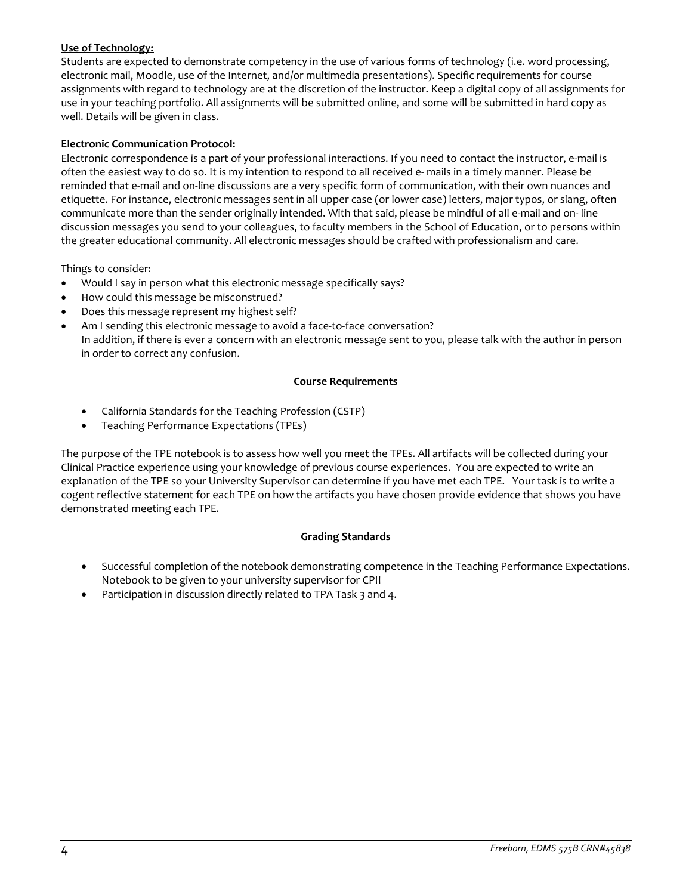**Use of Technology:**

Students are expected to demonstrate competency in the use of various forms of technology (i.e. word processing, electronic mail, Moodle, use of the Internet, and/or multimedia presentations). Specific requirements for course assignments with regard to technology are at the discretion of the instructor. Keep a digital copy of all assignments for use in your teaching portfolio. All assignments will be submitted online, and some will be submitted in hard copy as well. Details will be given in class.

**Electronic Communication Protocol:**

Electronic correspondence is a part of your professional interactions. If you need to contact the instructor, e-mail is often the easiest way to do so. It is my intention to respond to all received e- mails in a timely manner. Please be reminded that e-mail and on-line discussions are a very specific form of communication, with their own nuances and etiquette. For instance, electronic messages sent in all upper case (or lower case) letters, major typos, or slang, often communicate more than the sender originally intended. With that said, please be mindful of all e-mail and on- line discussion messages you send to your colleagues, to faculty members in the School of Education, or to persons within the greater educational community. All electronic messages should be crafted with professionalism and care.

Things to consider:

- Would I say in person what this electronic message specifically says?
- How could this message be misconstrued?
- Does this message represent my highest self?
- Am I sending this electronic message to avoid a face-to-face conversation?
  In addition, if there is ever a concern with an electronic message sent to you, please talk with the author in person in order to correct any confusion.

## Course Requirements

- California Standards for the Teaching Profession (CSTP)
- Teaching Performance Expectations (TPEs)

The purpose of the TPE notebook is to assess how well you meet the TPEs. All artifacts will be collected during your Clinical Practice experience using your knowledge of previous course experiences. You are expected to write an explanation of the TPE so your University Supervisor can determine if you have met each TPE. Your task is to write a cogent reflective statement for each TPE on how the artifacts you have chosen provide evidence that shows you have demonstrated meeting each TPE.

## Grading Standards

- Successful completion of the notebook demonstrating competence in the Teaching Performance Expectations. Notebook to be given to your university supervisor for CPII
- Participation in discussion directly related to TPA Task 3 and 4.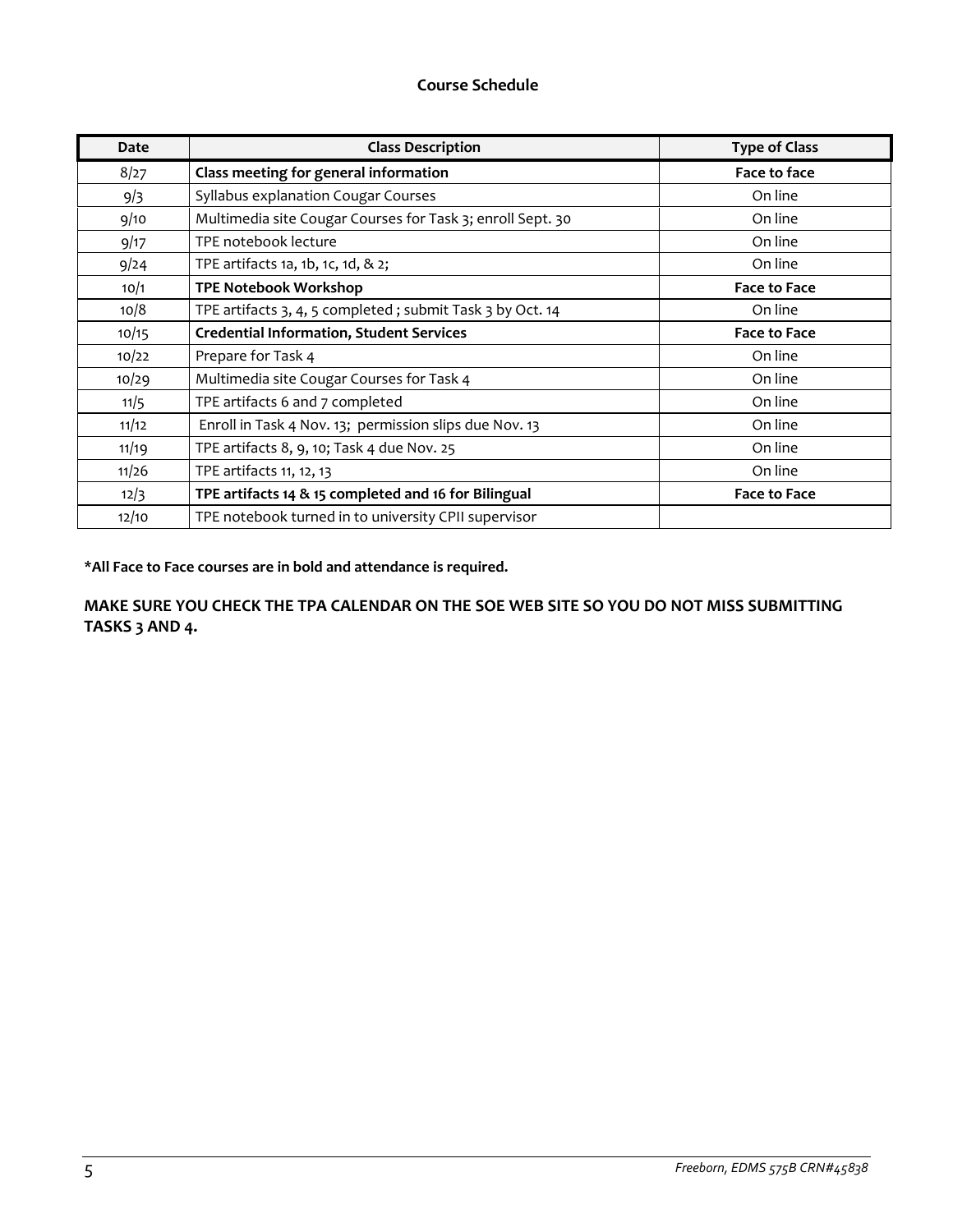## Course Schedule

| Date | Class Description | Type of Class |
|---|---|---|
| 8/27 | **Class meeting for general information** | **Face to face** |
| 9/3 | Syllabus explanation Cougar Courses | On line |
| 9/10 | Multimedia site Cougar Courses for Task 3; enroll Sept. 30 | On line |
| 9/17 | TPE notebook lecture | On line |
| 9/24 | TPE artifacts 1a, 1b, 1c, 1d, & 2; | On line |
| 10/1 | **TPE Notebook Workshop** | **Face to Face** |
| 10/8 | TPE artifacts 3, 4, 5 completed ; submit Task 3 by Oct. 14 | On line |
| 10/15 | **Credential Information, Student Services** | **Face to Face** |
| 10/22 | Prepare for Task 4 | On line |
| 10/29 | Multimedia site Cougar Courses for Task 4 | On line |
| 11/5 | TPE artifacts 6 and 7 completed | On line |
| 11/12 | Enroll in Task 4 Nov. 13; permission slips due Nov. 13 | On line |
| 11/19 | TPE artifacts 8, 9, 10; Task 4 due Nov. 25 | On line |
| 11/26 | TPE artifacts 11, 12, 13 | On line |
| 12/3 | **TPE artifacts 14 & 15 completed and 16 for Bilingual** | **Face to Face** |
| 12/10 | TPE notebook turned in to university CPII supervisor | |

**\*All Face to Face courses are in bold and attendance is required.**

**MAKE SURE YOU CHECK THE TPA CALENDAR ON THE SOE WEB SITE SO YOU DO NOT MISS SUBMITTING TASKS 3 AND 4.**